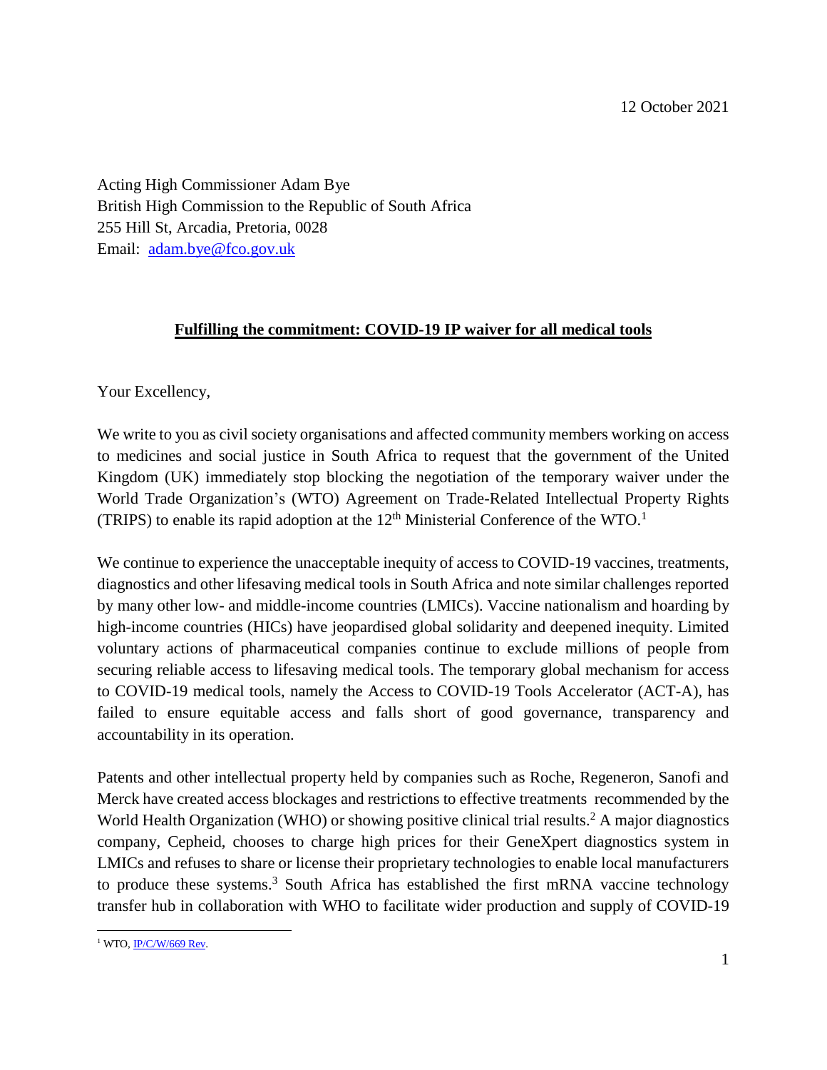12 October 2021

Acting High Commissioner Adam Bye
British High Commission to the Republic of South Africa
255 Hill St, Arcadia, Pretoria, 0028
Email: [adam.bye@fco.gov.uk](mailto:adam.bye@fco.gov.uk)

## Fulfilling the commitment: COVID-19 IP waiver for all medical tools

Your Excellency,

We write to you as civil society organisations and affected community members working on access to medicines and social justice in South Africa to request that the government of the United Kingdom (UK) immediately stop blocking the negotiation of the temporary waiver under the World Trade Organization's (WTO) Agreement on Trade-Related Intellectual Property Rights (TRIPS) to enable its rapid adoption at the 12th Ministerial Conference of the WTO.[1]

We continue to experience the unacceptable inequity of access to COVID-19 vaccines, treatments, diagnostics and other lifesaving medical tools in South Africa and note similar challenges reported by many other low- and middle-income countries (LMICs). Vaccine nationalism and hoarding by high-income countries (HICs) have jeopardised global solidarity and deepened inequity. Limited voluntary actions of pharmaceutical companies continue to exclude millions of people from securing reliable access to lifesaving medical tools. The temporary global mechanism for access to COVID-19 medical tools, namely the Access to COVID-19 Tools Accelerator (ACT-A), has failed to ensure equitable access and falls short of good governance, transparency and accountability in its operation.

Patents and other intellectual property held by companies such as Roche, Regeneron, Sanofi and Merck have created access blockages and restrictions to effective treatments recommended by the World Health Organization (WHO) or showing positive clinical trial results.[2] A major diagnostics company, Cepheid, chooses to charge high prices for their GeneXpert diagnostics system in LMICs and refuses to share or license their proprietary technologies to enable local manufacturers to produce these systems.[3] South Africa has established the first mRNA vaccine technology transfer hub in collaboration with WHO to facilitate wider production and supply of COVID-19

[1] WTO, IP/C/W/669 Rev.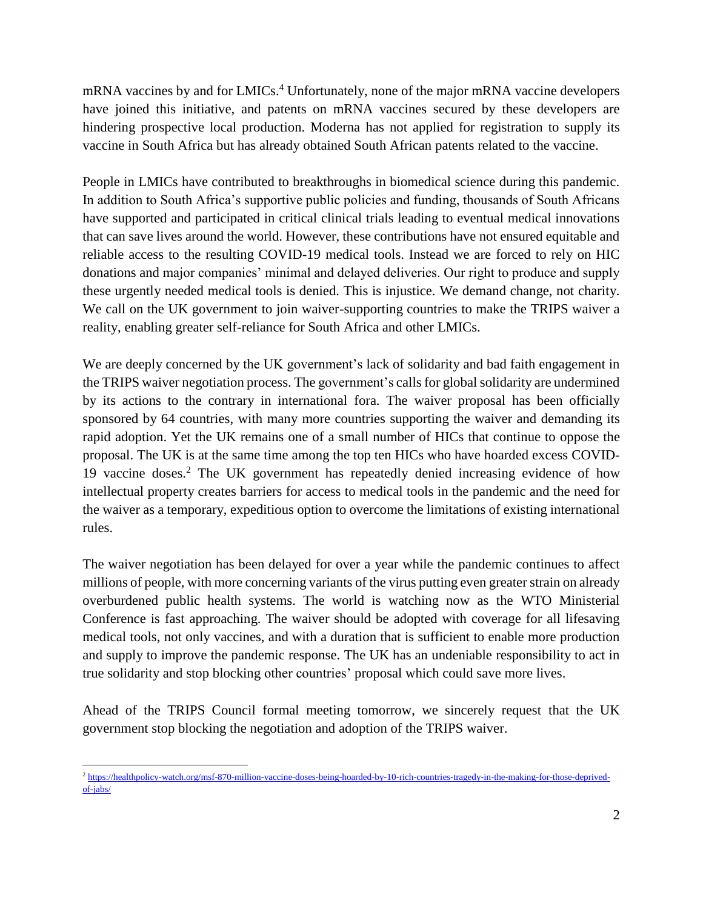mRNA vaccines by and for LMICs.[4] Unfortunately, none of the major mRNA vaccine developers have joined this initiative, and patents on mRNA vaccines secured by these developers are hindering prospective local production. Moderna has not applied for registration to supply its vaccine in South Africa but has already obtained South African patents related to the vaccine.

People in LMICs have contributed to breakthroughs in biomedical science during this pandemic. In addition to South Africa's supportive public policies and funding, thousands of South Africans have supported and participated in critical clinical trials leading to eventual medical innovations that can save lives around the world. However, these contributions have not ensured equitable and reliable access to the resulting COVID-19 medical tools. Instead we are forced to rely on HIC donations and major companies' minimal and delayed deliveries. Our right to produce and supply these urgently needed medical tools is denied. This is injustice. We demand change, not charity. We call on the UK government to join waiver-supporting countries to make the TRIPS waiver a reality, enabling greater self-reliance for South Africa and other LMICs.

We are deeply concerned by the UK government's lack of solidarity and bad faith engagement in the TRIPS waiver negotiation process. The government's calls for global solidarity are undermined by its actions to the contrary in international fora. The waiver proposal has been officially sponsored by 64 countries, with many more countries supporting the waiver and demanding its rapid adoption. Yet the UK remains one of a small number of HICs that continue to oppose the proposal. The UK is at the same time among the top ten HICs who have hoarded excess COVID-19 vaccine doses.[2] The UK government has repeatedly denied increasing evidence of how intellectual property creates barriers for access to medical tools in the pandemic and the need for the waiver as a temporary, expeditious option to overcome the limitations of existing international rules.

The waiver negotiation has been delayed for over a year while the pandemic continues to affect millions of people, with more concerning variants of the virus putting even greater strain on already overburdened public health systems. The world is watching now as the WTO Ministerial Conference is fast approaching. The waiver should be adopted with coverage for all lifesaving medical tools, not only vaccines, and with a duration that is sufficient to enable more production and supply to improve the pandemic response. The UK has an undeniable responsibility to act in true solidarity and stop blocking other countries' proposal which could save more lives.

Ahead of the TRIPS Council formal meeting tomorrow, we sincerely request that the UK government stop blocking the negotiation and adoption of the TRIPS waiver.

---

[2] https://healthpolicy-watch.org/msf-870-million-vaccine-doses-being-hoarded-by-10-rich-countries-tragedy-in-the-making-for-those-deprived-of-jabs/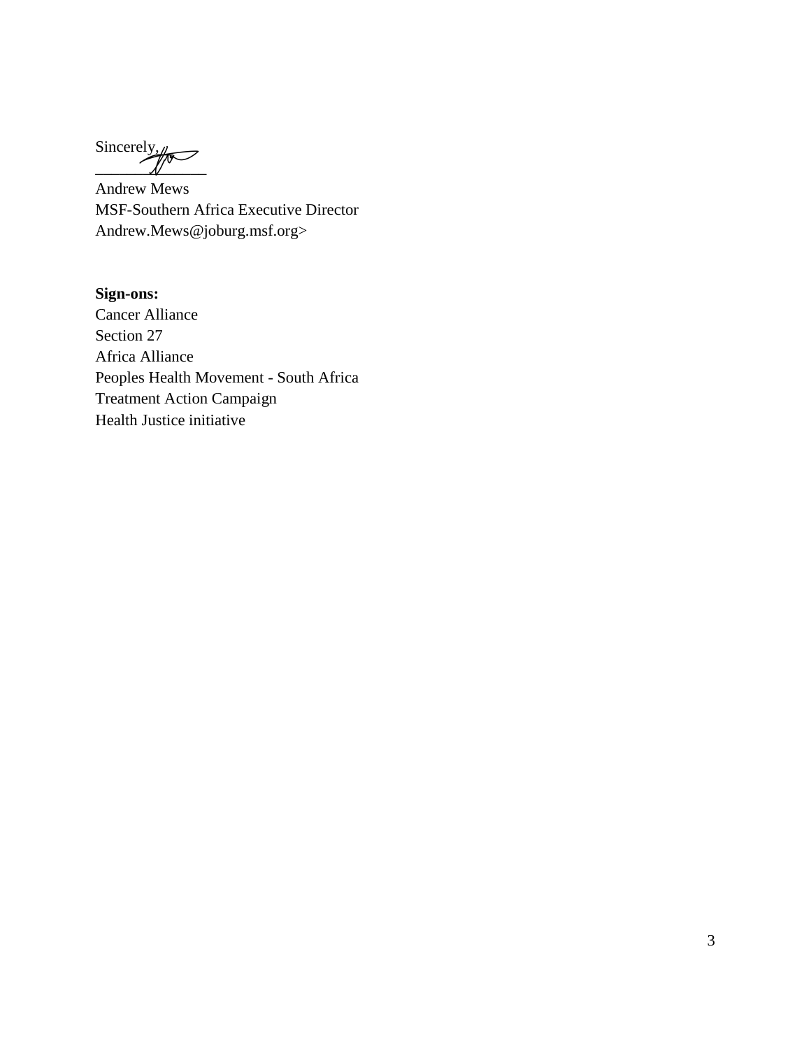Sincerely,

_______________

Andrew Mews
MSF-Southern Africa Executive Director
Andrew.Mews@joburg.msf.org>

**Sign-ons:**
Cancer Alliance
Section 27
Africa Alliance
Peoples Health Movement - South Africa
Treatment Action Campaign
Health Justice initiative